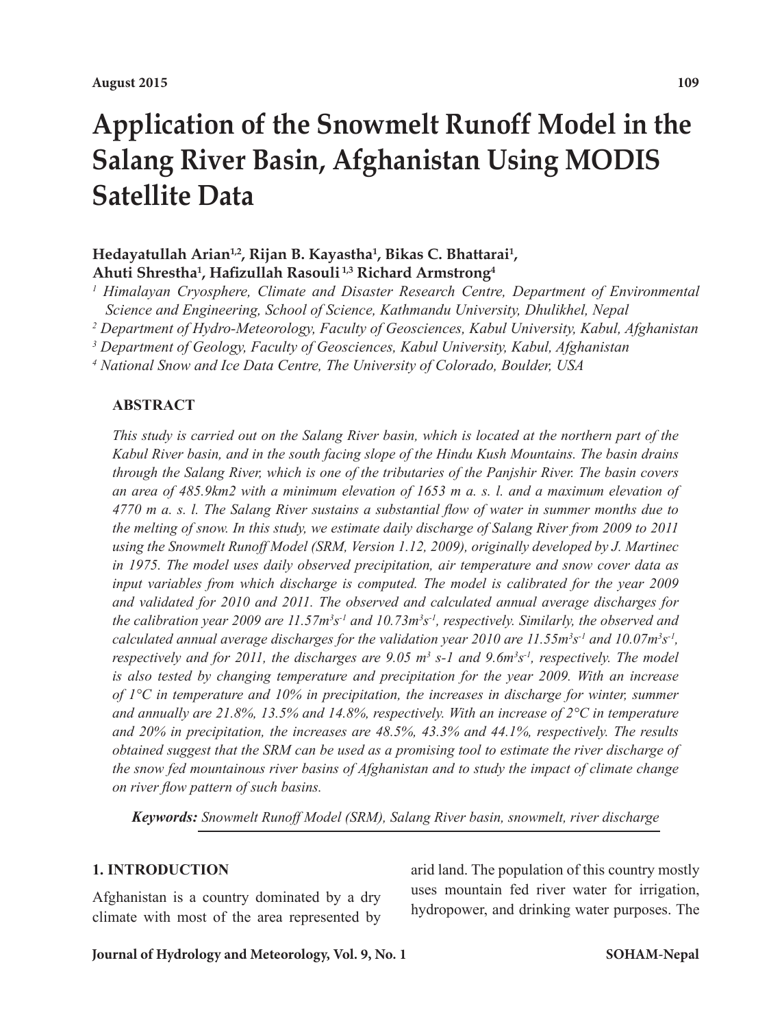# Application of the Snowmelt Runoff Model in the Salang River Basin, Afghanistan Using MODIS Satellite Data

**Hedayatullah Arian[1,2], Rijan B. Kayastha[1], Bikas C. Bhattarai[1], Ahuti Shrestha[1], Hafizullah Rasouli [1,3] Richard Armstrong[4]**

*[1] Himalayan Cryosphere, Climate and Disaster Research Centre, Department of Environmental Science and Engineering, School of Science, Kathmandu University, Dhulikhel, Nepal*

*[2] Department of Hydro-Meteorology, Faculty of Geosciences, Kabul University, Kabul, Afghanistan*

*[3] Department of Geology, Faculty of Geosciences, Kabul University, Kabul, Afghanistan*

*[4] National Snow and Ice Data Centre, The University of Colorado, Boulder, USA*

## ABSTRACT

*This study is carried out on the Salang River basin, which is located at the northern part of the Kabul River basin, and in the south facing slope of the Hindu Kush Mountains. The basin drains through the Salang River, which is one of the tributaries of the Panjshir River. The basin covers an area of 485.9km2 with a minimum elevation of 1653 m a. s. l. and a maximum elevation of 4770 m a. s. l. The Salang River sustains a substantial flow of water in summer months due to the melting of snow. In this study, we estimate daily discharge of Salang River from 2009 to 2011 using the Snowmelt Runoff Model (SRM, Version 1.12, 2009), originally developed by J. Martinec in 1975. The model uses daily observed precipitation, air temperature and snow cover data as input variables from which discharge is computed. The model is calibrated for the year 2009 and validated for 2010 and 2011. The observed and calculated annual average discharges for the calibration year 2009 are 11.57$m^3s^{-1}$ and 10.73$m^3s^{-1}$, respectively. Similarly, the observed and calculated annual average discharges for the validation year 2010 are 11.55$m^3s^{-1}$ and 10.07$m^3s^{-1}$, respectively and for 2011, the discharges are 9.05 $m^3$ s-1 and 9.6$m^3s^{-1}$, respectively. The model is also tested by changing temperature and precipitation for the year 2009. With an increase of 1°C in temperature and 10% in precipitation, the increases in discharge for winter, summer and annually are 21.8%, 13.5% and 14.8%, respectively. With an increase of 2°C in temperature and 20% in precipitation, the increases are 48.5%, 43.3% and 44.1%, respectively. The results obtained suggest that the SRM can be used as a promising tool to estimate the river discharge of the snow fed mountainous river basins of Afghanistan and to study the impact of climate change on river flow pattern of such basins.*

***Keywords:*** *Snowmelt Runoff Model (SRM), Salang River basin, snowmelt, river discharge*

## 1. INTRODUCTION

Afghanistan is a country dominated by a dry climate with most of the area represented by arid land. The population of this country mostly uses mountain fed river water for irrigation, hydropower, and drinking water purposes. The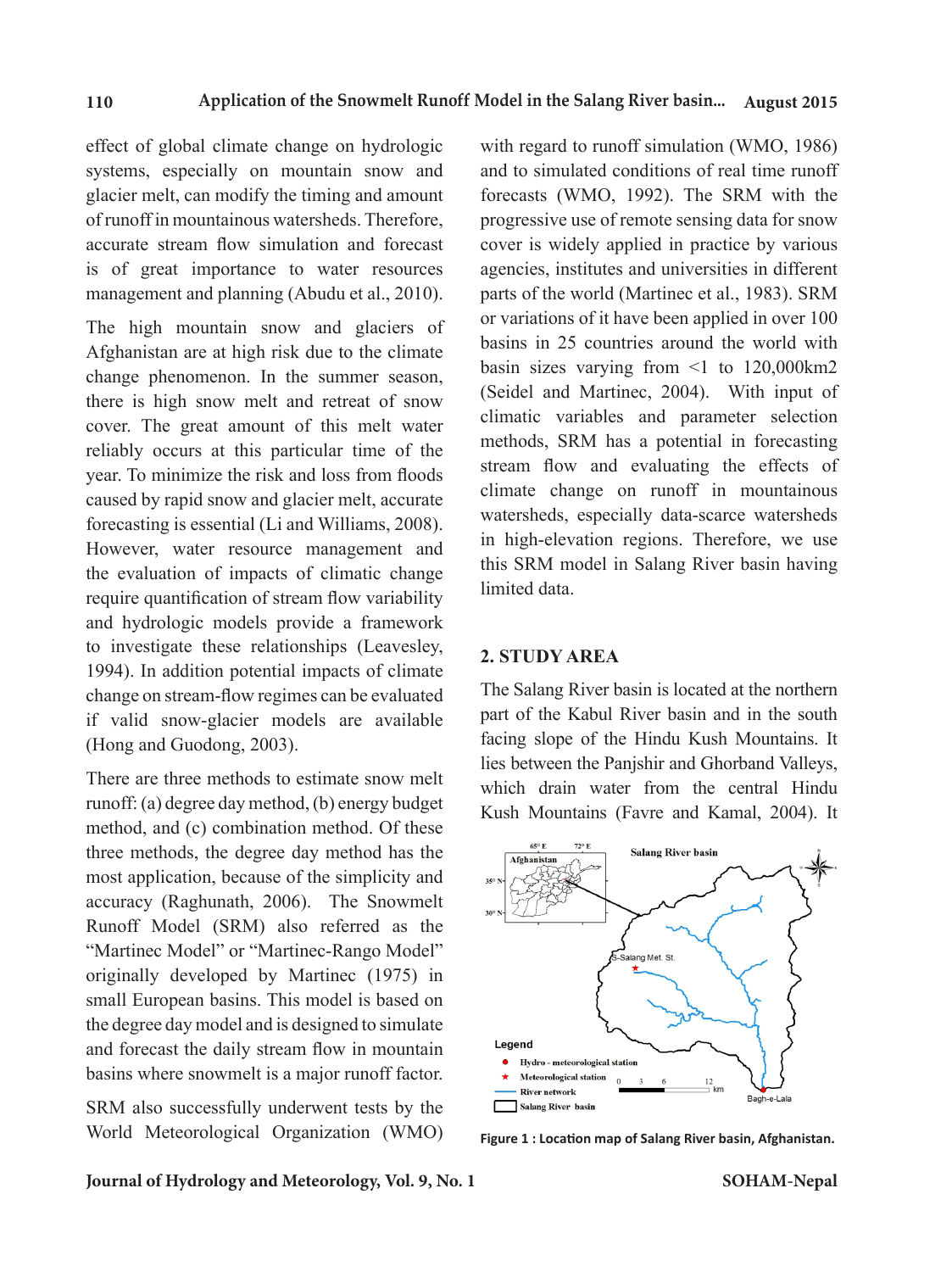effect of global climate change on hydrologic systems, especially on mountain snow and glacier melt, can modify the timing and amount of runoff in mountainous watersheds. Therefore, accurate stream flow simulation and forecast is of great importance to water resources management and planning (Abudu et al., 2010).

The high mountain snow and glaciers of Afghanistan are at high risk due to the climate change phenomenon. In the summer season, there is high snow melt and retreat of snow cover. The great amount of this melt water reliably occurs at this particular time of the year. To minimize the risk and loss from floods caused by rapid snow and glacier melt, accurate forecasting is essential (Li and Williams, 2008). However, water resource management and the evaluation of impacts of climatic change require quantification of stream flow variability and hydrologic models provide a framework to investigate these relationships (Leavesley, 1994). In addition potential impacts of climate change on stream-flow regimes can be evaluated if valid snow-glacier models are available (Hong and Guodong, 2003).

There are three methods to estimate snow melt runoff: (a) degree day method, (b) energy budget method, and (c) combination method. Of these three methods, the degree day method has the most application, because of the simplicity and accuracy (Raghunath, 2006). The Snowmelt Runoff Model (SRM) also referred as the "Martinec Model" or "Martinec-Rango Model" originally developed by Martinec (1975) in small European basins. This model is based on the degree day model and is designed to simulate and forecast the daily stream flow in mountain basins where snowmelt is a major runoff factor.

SRM also successfully underwent tests by the World Meteorological Organization (WMO) with regard to runoff simulation (WMO, 1986) and to simulated conditions of real time runoff forecasts (WMO, 1992). The SRM with the progressive use of remote sensing data for snow cover is widely applied in practice by various agencies, institutes and universities in different parts of the world (Martinec et al., 1983). SRM or variations of it have been applied in over 100 basins in 25 countries around the world with basin sizes varying from <1 to 120,000km2 (Seidel and Martinec, 2004). With input of climatic variables and parameter selection methods, SRM has a potential in forecasting stream flow and evaluating the effects of climate change on runoff in mountainous watersheds, especially data-scarce watersheds in high-elevation regions. Therefore, we use this SRM model in Salang River basin having limited data.

## 2. STUDY AREA

The Salang River basin is located at the northern part of the Kabul River basin and in the south facing slope of the Hindu Kush Mountains. It lies between the Panjshir and Ghorband Valleys, which drain water from the central Hindu Kush Mountains (Favre and Kamal, 2004). It

**Figure 1 : Location map of Salang River basin, Afghanistan.**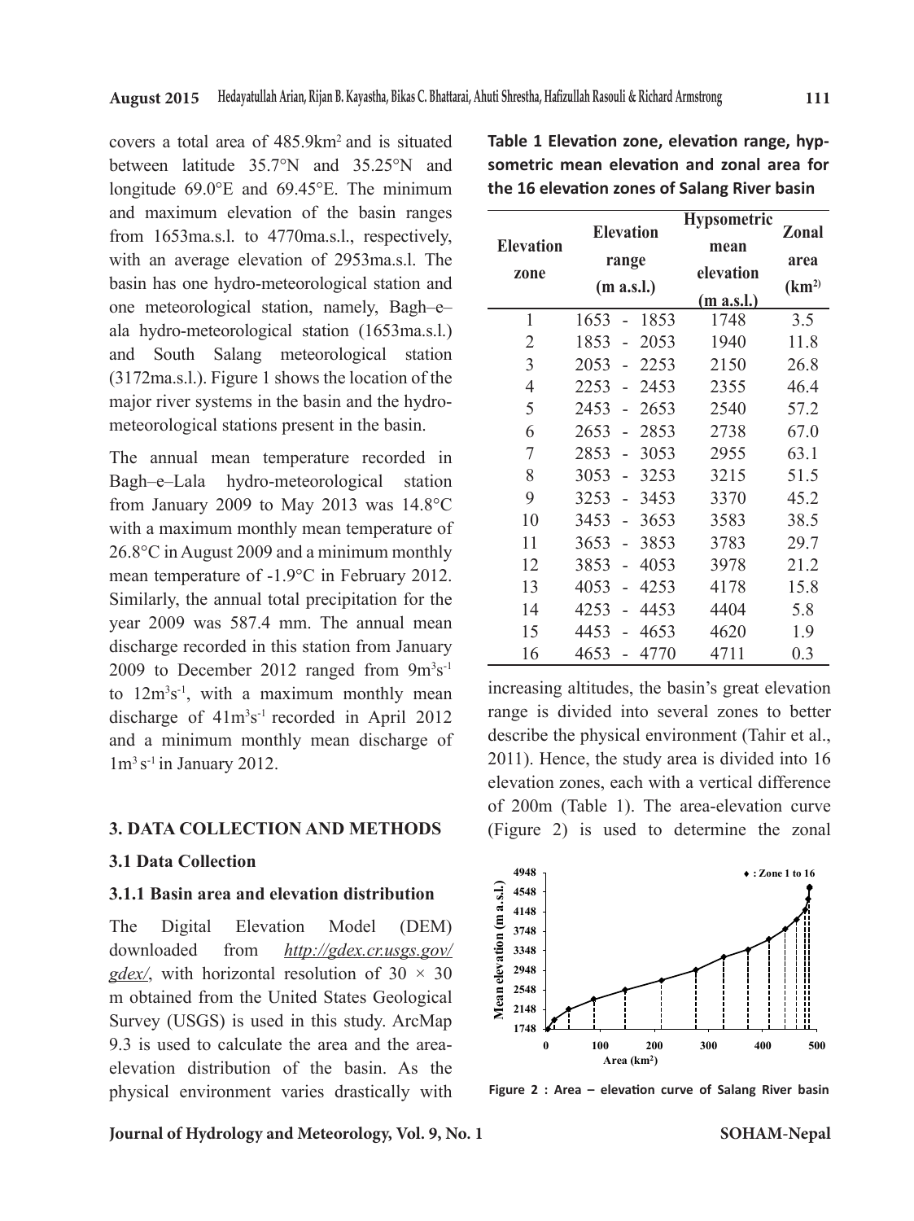covers a total area of 485.9km$^2$ and is situated between latitude 35.7°N and 35.25°N and longitude 69.0°E and 69.45°E. The minimum and maximum elevation of the basin ranges from 1653ma.s.l. to 4770ma.s.l., respectively, with an average elevation of 2953ma.s.l. The basin has one hydro-meteorological station and one meteorological station, namely, Bagh–e–ala hydro-meteorological station (1653ma.s.l.) and South Salang meteorological station (3172ma.s.l.). Figure 1 shows the location of the major river systems in the basin and the hydro-meteorological stations present in the basin.

The annual mean temperature recorded in Bagh–e–Lala hydro-meteorological station from January 2009 to May 2013 was 14.8°C with a maximum monthly mean temperature of 26.8°C in August 2009 and a minimum monthly mean temperature of -1.9°C in February 2012. Similarly, the annual total precipitation for the year 2009 was 587.4 mm. The annual mean discharge recorded in this station from January 2009 to December 2012 ranged from 9m$^3$s$^{-1}$ to 12m$^3$s$^{-1}$, with a maximum monthly mean discharge of 41m$^3$s$^{-1}$ recorded in April 2012 and a minimum monthly mean discharge of 1m$^3$ s$^{-1}$ in January 2012.

## 3. DATA COLLECTION AND METHODS

### 3.1 Data Collection

#### 3.1.1 Basin area and elevation distribution

The Digital Elevation Model (DEM) downloaded from *http://gdex.cr.usgs.gov/gdex/*, with horizontal resolution of 30 × 30 m obtained from the United States Geological Survey (USGS) is used in this study. ArcMap 9.3 is used to calculate the area and the area-elevation distribution of the basin. As the physical environment varies drastically with increasing altitudes, the basin's great elevation range is divided into several zones to better describe the physical environment (Tahir et al., 2011). Hence, the study area is divided into 16 elevation zones, each with a vertical difference of 200m (Table 1). The area-elevation curve (Figure 2) is used to determine the zonal

**Table 1 Elevation zone, elevation range, hypsometric mean elevation and zonal area for the 16 elevation zones of Salang River basin**

| Elevation zone | Elevation range (m a.s.l.) | Hypsometric mean elevation (m a.s.l.) | Zonal area (km$^2$) |
|---|---|---|---|
| 1 | 1653 - 1853 | 1748 | 3.5 |
| 2 | 1853 - 2053 | 1940 | 11.8 |
| 3 | 2053 - 2253 | 2150 | 26.8 |
| 4 | 2253 - 2453 | 2355 | 46.4 |
| 5 | 2453 - 2653 | 2540 | 57.2 |
| 6 | 2653 - 2853 | 2738 | 67.0 |
| 7 | 2853 - 3053 | 2955 | 63.1 |
| 8 | 3053 - 3253 | 3215 | 51.5 |
| 9 | 3253 - 3453 | 3370 | 45.2 |
| 10 | 3453 - 3653 | 3583 | 38.5 |
| 11 | 3653 - 3853 | 3783 | 29.7 |
| 12 | 3853 - 4053 | 3978 | 21.2 |
| 13 | 4053 - 4253 | 4178 | 15.8 |
| 14 | 4253 - 4453 | 4404 | 5.8 |
| 15 | 4453 - 4653 | 4620 | 1.9 |
| 16 | 4653 - 4770 | 4711 | 0.3 |

**Figure 2 : Area – elevation curve of Salang River basin**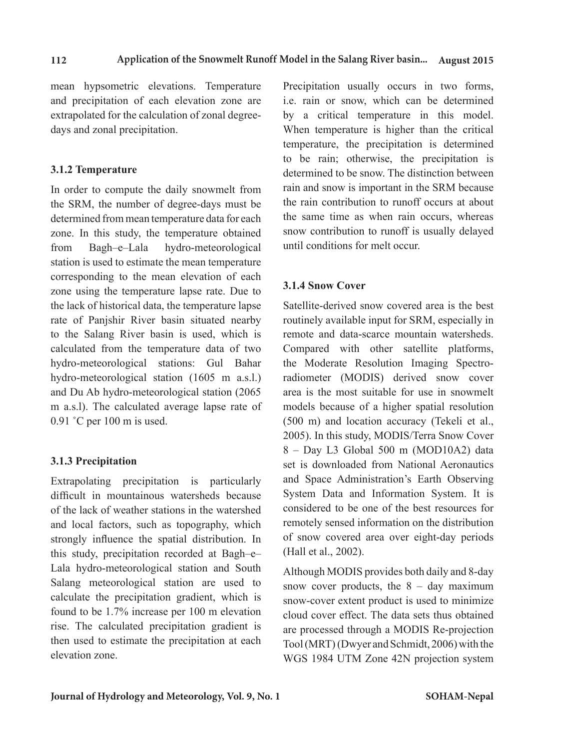mean hypsometric elevations. Temperature and precipitation of each elevation zone are extrapolated for the calculation of zonal degree-days and zonal precipitation.

### 3.1.2 Temperature

In order to compute the daily snowmelt from the SRM, the number of degree-days must be determined from mean temperature data for each zone. In this study, the temperature obtained from Bagh–e–Lala hydro-meteorological station is used to estimate the mean temperature corresponding to the mean elevation of each zone using the temperature lapse rate. Due to the lack of historical data, the temperature lapse rate of Panjshir River basin situated nearby to the Salang River basin is used, which is calculated from the temperature data of two hydro-meteorological stations: Gul Bahar hydro-meteorological station (1605 m a.s.l.) and Du Ab hydro-meteorological station (2065 m a.s.l). The calculated average lapse rate of 0.91 ˚C per 100 m is used.

### 3.1.3 Precipitation

Extrapolating precipitation is particularly difficult in mountainous watersheds because of the lack of weather stations in the watershed and local factors, such as topography, which strongly influence the spatial distribution. In this study, precipitation recorded at Bagh–e–Lala hydro-meteorological station and South Salang meteorological station are used to calculate the precipitation gradient, which is found to be 1.7% increase per 100 m elevation rise. The calculated precipitation gradient is then used to estimate the precipitation at each elevation zone.

Precipitation usually occurs in two forms, i.e. rain or snow, which can be determined by a critical temperature in this model. When temperature is higher than the critical temperature, the precipitation is determined to be rain; otherwise, the precipitation is determined to be snow. The distinction between rain and snow is important in the SRM because the rain contribution to runoff occurs at about the same time as when rain occurs, whereas snow contribution to runoff is usually delayed until conditions for melt occur.

### 3.1.4 Snow Cover

Satellite-derived snow covered area is the best routinely available input for SRM, especially in remote and data-scarce mountain watersheds. Compared with other satellite platforms, the Moderate Resolution Imaging Spectro-radiometer (MODIS) derived snow cover area is the most suitable for use in snowmelt models because of a higher spatial resolution (500 m) and location accuracy (Tekeli et al., 2005). In this study, MODIS/Terra Snow Cover 8 – Day L3 Global 500 m (MOD10A2) data set is downloaded from National Aeronautics and Space Administration's Earth Observing System Data and Information System. It is considered to be one of the best resources for remotely sensed information on the distribution of snow covered area over eight-day periods (Hall et al., 2002).

Although MODIS provides both daily and 8-day snow cover products, the 8 – day maximum snow-cover extent product is used to minimize cloud cover effect. The data sets thus obtained are processed through a MODIS Re-projection Tool (MRT) (Dwyer and Schmidt, 2006) with the WGS 1984 UTM Zone 42N projection system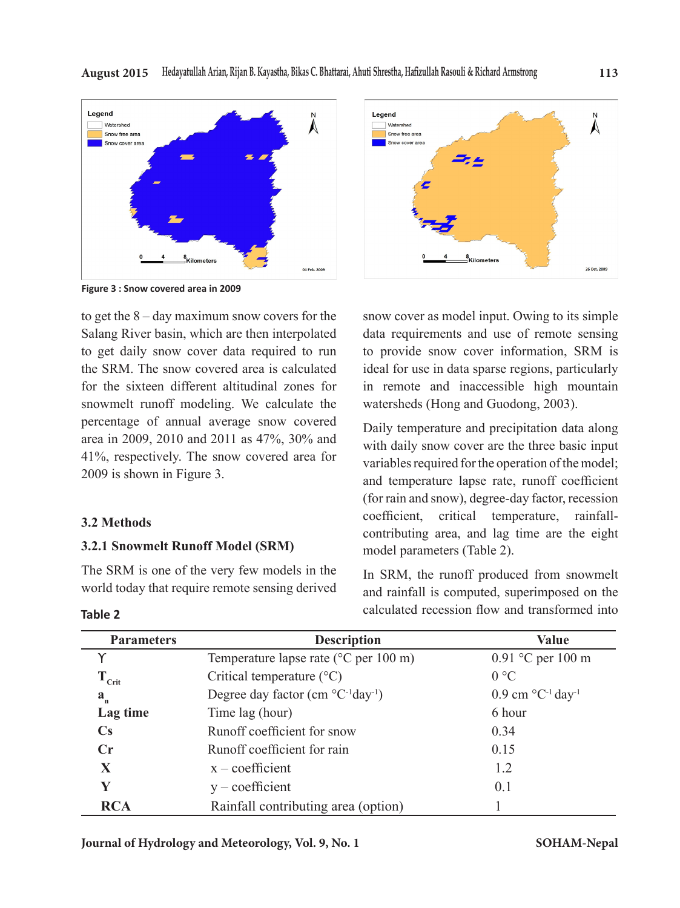Figure 3 : Snow covered area in 2009

to get the 8 – day maximum snow covers for the Salang River basin, which are then interpolated to get daily snow cover data required to run the SRM. The snow covered area is calculated for the sixteen different altitudinal zones for snowmelt runoff modeling. We calculate the percentage of annual average snow covered area in 2009, 2010 and 2011 as 47%, 30% and 41%, respectively. The snow covered area for 2009 is shown in Figure 3.

### 3.2 Methods

#### 3.2.1 Snowmelt Runoff Model (SRM)

The SRM is one of the very few models in the world today that require remote sensing derived snow cover as model input. Owing to its simple data requirements and use of remote sensing to provide snow cover information, SRM is ideal for use in data sparse regions, particularly in remote and inaccessible high mountain watersheds (Hong and Guodong, 2003).

Daily temperature and precipitation data along with daily snow cover are the three basic input variables required for the operation of the model; and temperature lapse rate, runoff coefficient (for rain and snow), degree-day factor, recession coefficient, critical temperature, rainfall-contributing area, and lag time are the eight model parameters (Table 2).

In SRM, the runoff produced from snowmelt and rainfall is computed, superimposed on the calculated recession flow and transformed into

**Table 2**

| Parameters | Description | Value |
|---|---|---|
| $\gamma$ | Temperature lapse rate (°C per 100 m) | 0.91 °C per 100 m |
| $T_{Crit}$ | Critical temperature (°C) | 0 °C |
| $a_n$ | Degree day factor (cm °C$^{-1}$day$^{-1}$) | 0.9 cm °C$^{-1}$ day$^{-1}$ |
| **Lag time** | Time lag (hour) | 6 hour |
| **Cs** | Runoff coefficient for snow | 0.34 |
| **Cr** | Runoff coefficient for rain | 0.15 |
| **X** | x – coefficient | 1.2 |
| **Y** | y – coefficient | 0.1 |
| **RCA** | Rainfall contributing area (option) | 1 |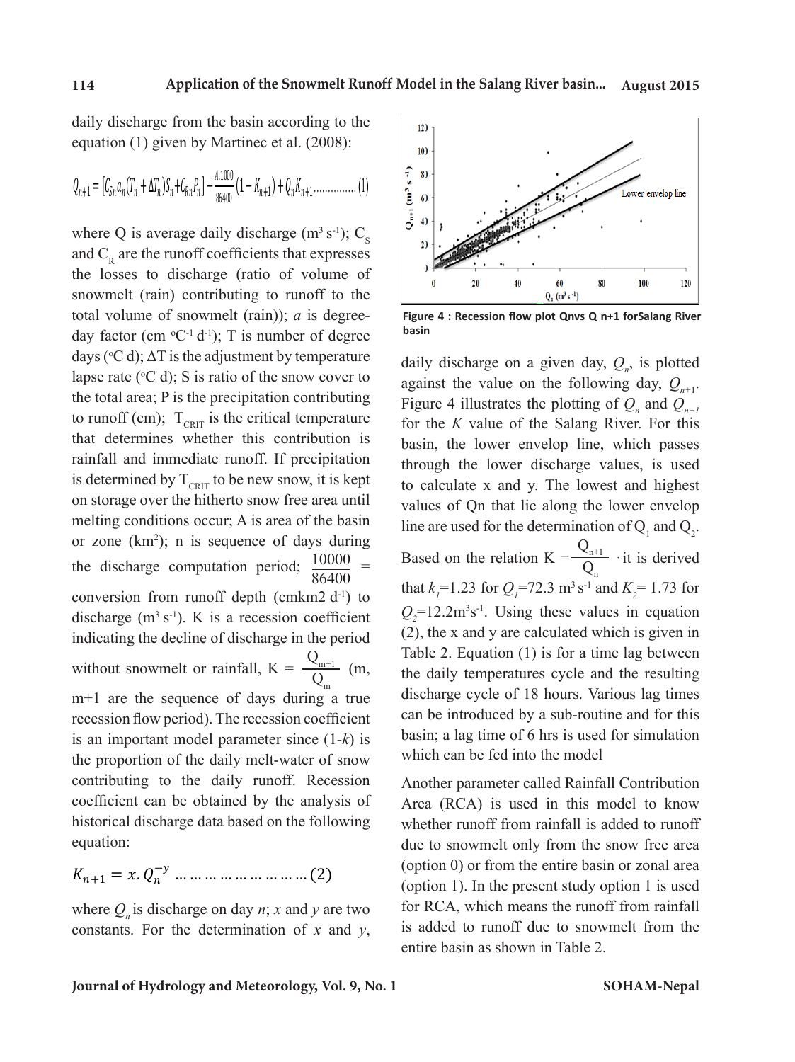daily discharge from the basin according to the equation (1) given by Martinec et al. (2008):

$$Q_{n+1} = [C_{Sn} a_n (T_n + \Delta T_n) S_n + C_{Rn} P_n] + \frac{A.1000}{86400}(1 - K_{n+1}) + Q_n K_{n+1} \quad \text{..............(1)}$$

where Q is average daily discharge ($m^3 s^{-1}$); $C_S$ and $C_R$ are the runoff coefficients that expresses the losses to discharge (ratio of volume of snowmelt (rain) contributing to runoff to the total volume of snowmelt (rain)); *a* is degree-day factor (cm $^oC^{-1} d^{-1}$); T is number of degree days ($^oC$ d); ΔT is the adjustment by temperature lapse rate ($^oC$ d); S is ratio of the snow cover to the total area; P is the precipitation contributing to runoff (cm); $T_{CRIT}$ is the critical temperature that determines whether this contribution is rainfall and immediate runoff. If precipitation is determined by $T_{CRIT}$ to be new snow, it is kept on storage over the hitherto snow free area until melting conditions occur; A is area of the basin or zone ($km^2$); n is sequence of days during the discharge computation period; $\frac{10000}{86400}$ = conversion from runoff depth (cmkm2 $d^{-1}$) to discharge ($m^3 s^{-1}$). K is a recession coefficient indicating the decline of discharge in the period without snowmelt or rainfall, $K = \frac{Q_{m+1}}{Q_m}$ (m, m+1 are the sequence of days during a true recession flow period). The recession coefficient is an important model parameter since (1-*k*) is the proportion of the daily melt-water of snow contributing to the daily runoff. Recession coefficient can be obtained by the analysis of historical discharge data based on the following equation:

$$K_{n+1} = x.Q_n^{-y} \quad \text{……………………………(2)}$$

where $Q_n$ is discharge on day *n*; *x* and *y* are two constants. For the determination of *x* and *y*, daily discharge on a given day, $Q_n$, is plotted against the value on the following day, $Q_{n+1}$. Figure 4 illustrates the plotting of $Q_n$ and $Q_{n+1}$ for the *K* value of the Salang River. For this basin, the lower envelop line, which passes through the lower discharge values, is used to calculate x and y. The lowest and highest values of Qn that lie along the lower envelop line are used for the determination of $Q_1$ and $Q_2$.

**Figure 4 : Recession flow plot Qnvs Q n+1 forSalang River basin**

Based on the relation $K = \frac{Q_{n+1}}{Q_n}$, it is derived that $k_1$=1.23 for $Q_1$=72.3 $m^3 s^{-1}$ and $K_2$= 1.73 for $Q_2$=12.2$m^3s^{-1}$. Using these values in equation (2), the x and y are calculated which is given in Table 2. Equation (1) is for a time lag between the daily temperatures cycle and the resulting discharge cycle of 18 hours. Various lag times can be introduced by a sub-routine and for this basin; a lag time of 6 hrs is used for simulation which can be fed into the model

Another parameter called Rainfall Contribution Area (RCA) is used in this model to know whether runoff from rainfall is added to runoff due to snowmelt only from the snow free area (option 0) or from the entire basin or zonal area (option 1). In the present study option 1 is used for RCA, which means the runoff from rainfall is added to runoff due to snowmelt from the entire basin as shown in Table 2.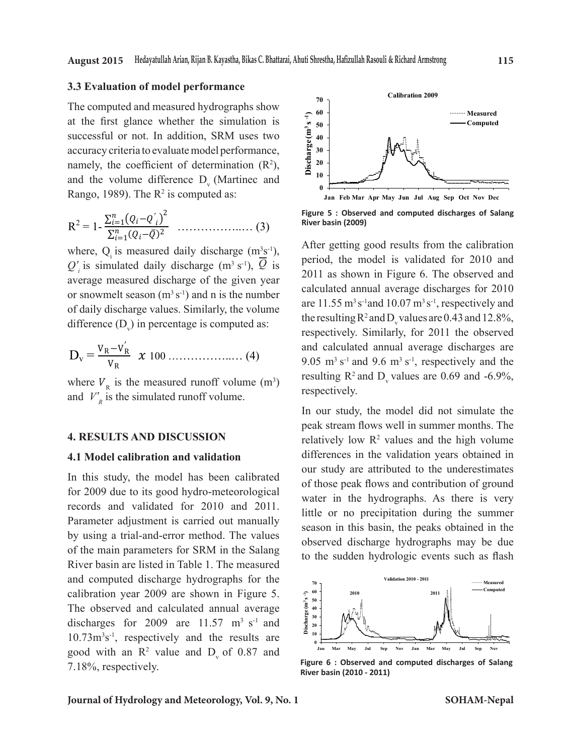### 3.3 Evaluation of model performance

The computed and measured hydrographs show at the first glance whether the simulation is successful or not. In addition, SRM uses two accuracy criteria to evaluate model performance, namely, the coefficient of determination ($R^2$), and the volume difference $D_v$ (Martinec and Rango, 1989). The $R^2$ is computed as:

$$R^2 = 1 - \frac{\sum_{i=1}^{n}\left(Q_i - Q'_i\right)^2}{\sum_{i=1}^{n}\left(Q_i - \bar{Q}\right)^2} \quad \text{………………… (3)}$$

where, $Q_i$ is measured daily discharge ($m^3 s^{-1}$), $Q'_i$ is simulated daily discharge ($m^3 s^{-1}$), $\bar{Q}$ is average measured discharge of the given year or snowmelt season ($m^3 s^{-1}$) and n is the number of daily discharge values. Similarly, the volume difference ($D_v$) in percentage is computed as:

$$D_v = \frac{V_R - V'_R}{V_R} \; x\; 100 \quad \text{………………… (4)}$$

where $V_R$ is the measured runoff volume ($m^3$) and $V'_R$ is the simulated runoff volume.

## 4. RESULTS AND DISCUSSION

### 4.1 Model calibration and validation

In this study, the model has been calibrated for 2009 due to its good hydro-meteorological records and validated for 2010 and 2011. Parameter adjustment is carried out manually by using a trial-and-error method. The values of the main parameters for SRM in the Salang River basin are listed in Table 1. The measured and computed discharge hydrographs for the calibration year 2009 are shown in Figure 5. The observed and calculated annual average discharges for 2009 are 11.57 $m^3 s^{-1}$ and 10.73$m^3 s^{-1}$, respectively and the results are good with an $R^2$ value and $D_v$ of 0.87 and 7.18%, respectively.

**Figure 5 : Observed and computed discharges of Salang River basin (2009)**

After getting good results from the calibration period, the model is validated for 2010 and 2011 as shown in Figure 6. The observed and calculated annual average discharges for 2010 are 11.55 $m^3 s^{-1}$and 10.07 $m^3 s^{-1}$, respectively and the resulting $R^2$ and $D_v$ values are 0.43 and 12.8%, respectively. Similarly, for 2011 the observed and calculated annual average discharges are 9.05 $m^3 s^{-1}$ and 9.6 $m^3 s^{-1}$, respectively and the resulting $R^2$ and $D_v$ values are 0.69 and -6.9%, respectively.

In our study, the model did not simulate the peak stream flows well in summer months. The relatively low $R^2$ values and the high volume differences in the validation years obtained in our study are attributed to the underestimates of those peak flows and contribution of ground water in the hydrographs. As there is very little or no precipitation during the summer season in this basin, the peaks obtained in the observed discharge hydrographs may be due to the sudden hydrologic events such as flash

**Figure 6 : Observed and computed discharges of Salang River basin (2010 - 2011)**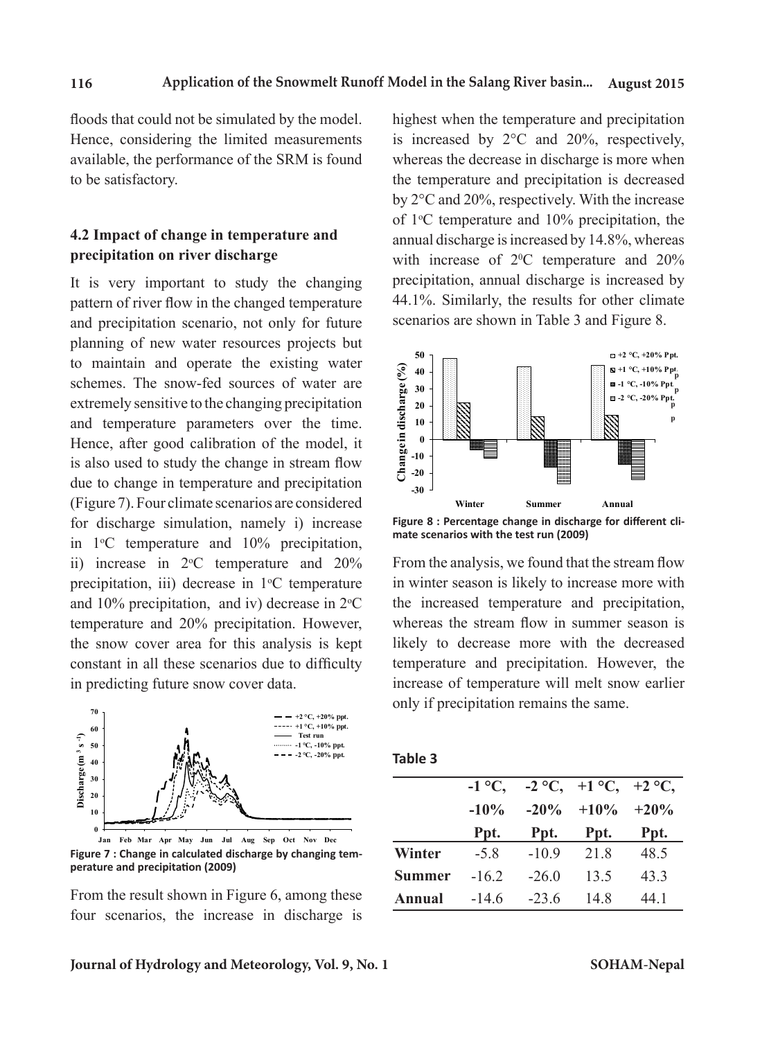floods that could not be simulated by the model. Hence, considering the limited measurements available, the performance of the SRM is found to be satisfactory.

### 4.2 Impact of change in temperature and precipitation on river discharge

It is very important to study the changing pattern of river flow in the changed temperature and precipitation scenario, not only for future planning of new water resources projects but to maintain and operate the existing water schemes. The snow-fed sources of water are extremely sensitive to the changing precipitation and temperature parameters over the time. Hence, after good calibration of the model, it is also used to study the change in stream flow due to change in temperature and precipitation (Figure 7). Four climate scenarios are considered for discharge simulation, namely i) increase in 1°C temperature and 10% precipitation, ii) increase in 2°C temperature and 20% precipitation, iii) decrease in 1°C temperature and 10% precipitation, and iv) decrease in 2°C temperature and 20% precipitation. However, the snow cover area for this analysis is kept constant in all these scenarios due to difficulty in predicting future snow cover data.

Figure 7 : Change in calculated discharge by changing temperature and precipitation (2009)

From the result shown in Figure 6, among these four scenarios, the increase in discharge is highest when the temperature and precipitation is increased by 2°C and 20%, respectively, whereas the decrease in discharge is more when the temperature and precipitation is decreased by 2°C and 20%, respectively. With the increase of 1°C temperature and 10% precipitation, the annual discharge is increased by 14.8%, whereas with increase of 2°C temperature and 20% precipitation, annual discharge is increased by 44.1%. Similarly, the results for other climate scenarios are shown in Table 3 and Figure 8.

Figure 8 : Percentage change in discharge for different climate scenarios with the test run (2009)

From the analysis, we found that the stream flow in winter season is likely to increase more with the increased temperature and precipitation, whereas the stream flow in summer season is likely to decrease more with the decreased temperature and precipitation. However, the increase of temperature will melt snow earlier only if precipitation remains the same.

**Table 3**

| | -1 °C, -10% Ppt. | -2 °C, -20% Ppt. | +1 °C, +10% Ppt. | +2 °C, +20% Ppt. |
|---|---|---|---|---|
| **Winter** | -5.8 | -10.9 | 21.8 | 48.5 |
| **Summer** | -16.2 | -26.0 | 13.5 | 43.3 |
| **Annual** | -14.6 | -23.6 | 14.8 | 44.1 |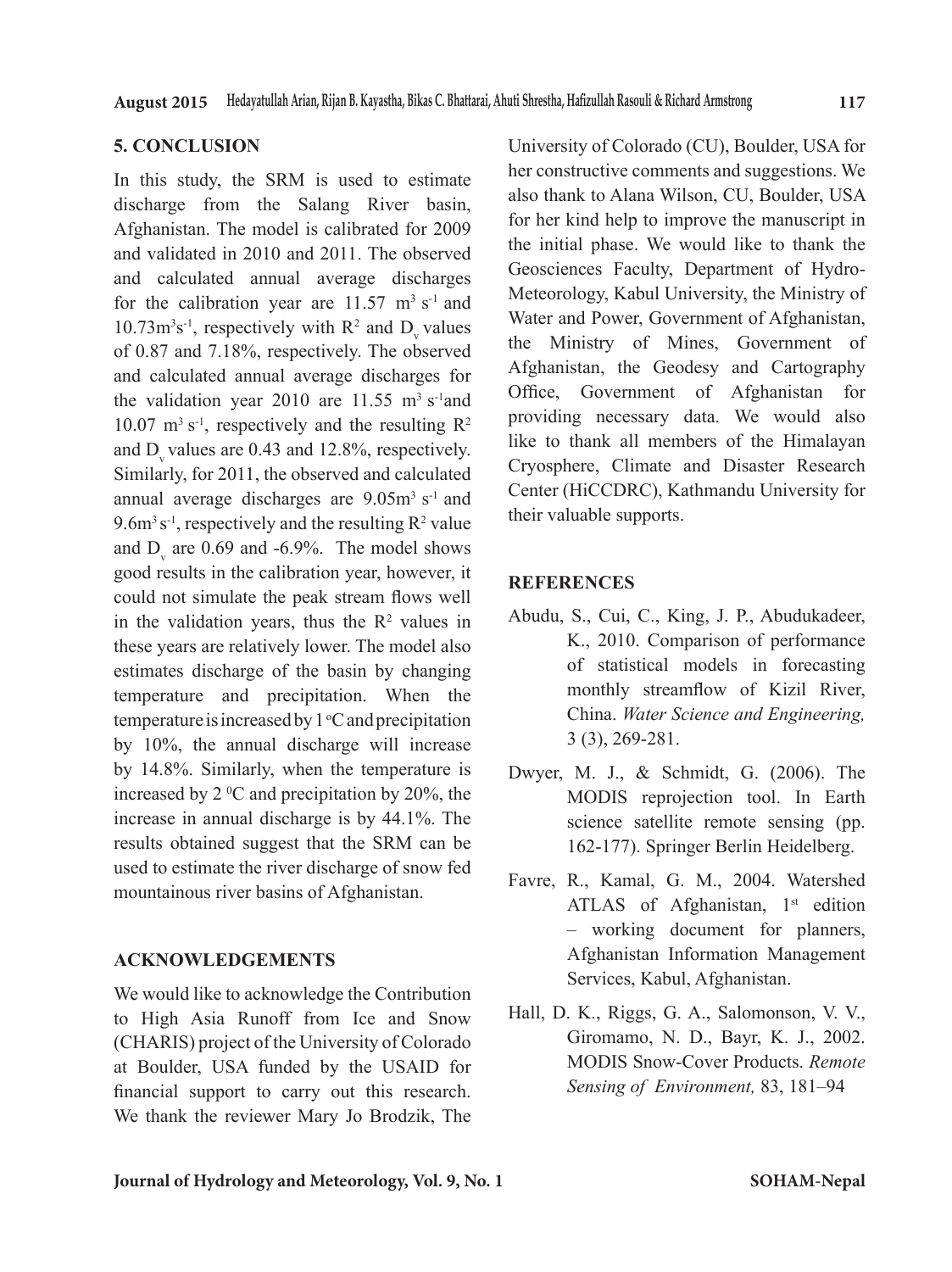## 5. CONCLUSION

In this study, the SRM is used to estimate discharge from the Salang River basin, Afghanistan. The model is calibrated for 2009 and validated in 2010 and 2011. The observed and calculated annual average discharges for the calibration year are 11.57 $m^3 s^{-1}$ and 10.73$m^3s^{-1}$, respectively with $R^2$ and $D_v$ values of 0.87 and 7.18%, respectively. The observed and calculated annual average discharges for the validation year 2010 are 11.55 $m^3 s^{-1}$and 10.07 $m^3 s^{-1}$, respectively and the resulting $R^2$ and $D_v$ values are 0.43 and 12.8%, respectively. Similarly, for 2011, the observed and calculated annual average discharges are 9.05$m^3 s^{-1}$ and 9.6$m^3 s^{-1}$, respectively and the resulting $R^2$ value and $D_v$ are 0.69 and -6.9%. The model shows good results in the calibration year, however, it could not simulate the peak stream flows well in the validation years, thus the $R^2$ values in these years are relatively lower. The model also estimates discharge of the basin by changing temperature and precipitation. When the temperature is increased by 1 $^oC$ and precipitation by 10%, the annual discharge will increase by 14.8%. Similarly, when the temperature is increased by 2 $^0C$ and precipitation by 20%, the increase in annual discharge is by 44.1%. The results obtained suggest that the SRM can be used to estimate the river discharge of snow fed mountainous river basins of Afghanistan.

## ACKNOWLEDGEMENTS

We would like to acknowledge the Contribution to High Asia Runoff from Ice and Snow (CHARIS) project of the University of Colorado at Boulder, USA funded by the USAID for financial support to carry out this research. We thank the reviewer Mary Jo Brodzik, The University of Colorado (CU), Boulder, USA for her constructive comments and suggestions. We also thank to Alana Wilson, CU, Boulder, USA for her kind help to improve the manuscript in the initial phase. We would like to thank the Geosciences Faculty, Department of Hydro-Meteorology, Kabul University, the Ministry of Water and Power, Government of Afghanistan, the Ministry of Mines, Government of Afghanistan, the Geodesy and Cartography Office, Government of Afghanistan for providing necessary data. We would also like to thank all members of the Himalayan Cryosphere, Climate and Disaster Research Center (HiCCDRC), Kathmandu University for their valuable supports.

## REFERENCES

Abudu, S., Cui, C., King, J. P., Abudukadeer, K., 2010. Comparison of performance of statistical models in forecasting monthly streamflow of Kizil River, China. *Water Science and Engineering,* 3 (3), 269-281.

Dwyer, M. J., & Schmidt, G. (2006). The MODIS reprojection tool. In Earth science satellite remote sensing (pp. 162-177). Springer Berlin Heidelberg.

Favre, R., Kamal, G. M., 2004. Watershed ATLAS of Afghanistan, 1st edition – working document for planners, Afghanistan Information Management Services, Kabul, Afghanistan.

Hall, D. K., Riggs, G. A., Salomonson, V. V., Giromamo, N. D., Bayr, K. J., 2002. MODIS Snow-Cover Products. *Remote Sensing of Environment,* 83, 181–94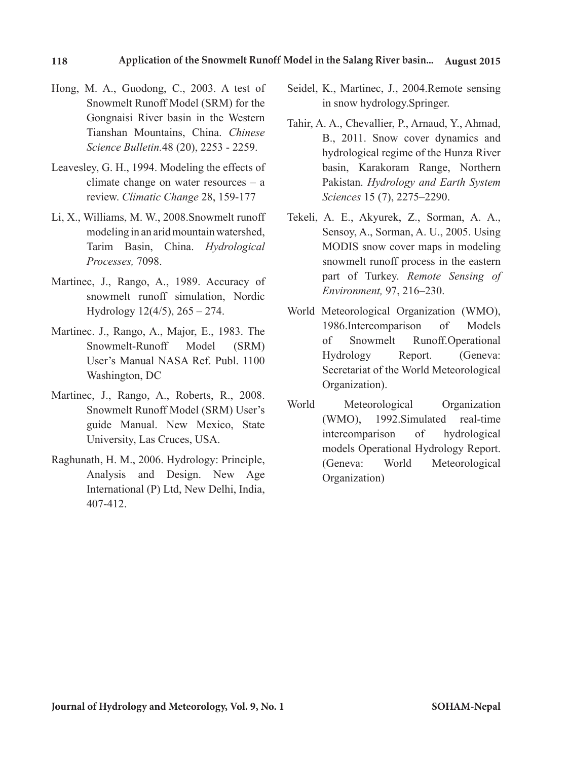Hong, M. A., Guodong, C., 2003. A test of Snowmelt Runoff Model (SRM) for the Gongnaisi River basin in the Western Tianshan Mountains, China. *Chinese Science Bulletin.*48 (20), 2253 - 2259.

Leavesley, G. H., 1994. Modeling the effects of climate change on water resources – a review. *Climatic Change* 28, 159-177

Li, X., Williams, M. W., 2008.Snowmelt runoff modeling in an arid mountain watershed, Tarim Basin, China. *Hydrological Processes,* 7098.

Martinec, J., Rango, A., 1989. Accuracy of snowmelt runoff simulation, Nordic Hydrology 12(4/5), 265 – 274.

Martinec. J., Rango, A., Major, E., 1983. The Snowmelt-Runoff Model (SRM) User's Manual NASA Ref. Publ. 1100 Washington, DC

Martinec, J., Rango, A., Roberts, R., 2008. Snowmelt Runoff Model (SRM) User's guide Manual. New Mexico, State University, Las Cruces, USA.

Raghunath, H. M., 2006. Hydrology: Principle, Analysis and Design. New Age International (P) Ltd, New Delhi, India, 407-412.

Seidel, K., Martinec, J., 2004.Remote sensing in snow hydrology.Springer.

Tahir, A. A., Chevallier, P., Arnaud, Y., Ahmad, B., 2011. Snow cover dynamics and hydrological regime of the Hunza River basin, Karakoram Range, Northern Pakistan. *Hydrology and Earth System Sciences* 15 (7), 2275–2290.

Tekeli, A. E., Akyurek, Z., Sorman, A. A., Sensoy, A., Sorman, A. U., 2005. Using MODIS snow cover maps in modeling snowmelt runoff process in the eastern part of Turkey. *Remote Sensing of Environment,* 97, 216–230.

World Meteorological Organization (WMO), 1986.Intercomparison of Models of Snowmelt Runoff.Operational Hydrology Report. (Geneva: Secretariat of the World Meteorological Organization).

World Meteorological Organization (WMO), 1992.Simulated real-time intercomparison of hydrological models Operational Hydrology Report. (Geneva: World Meteorological Organization)